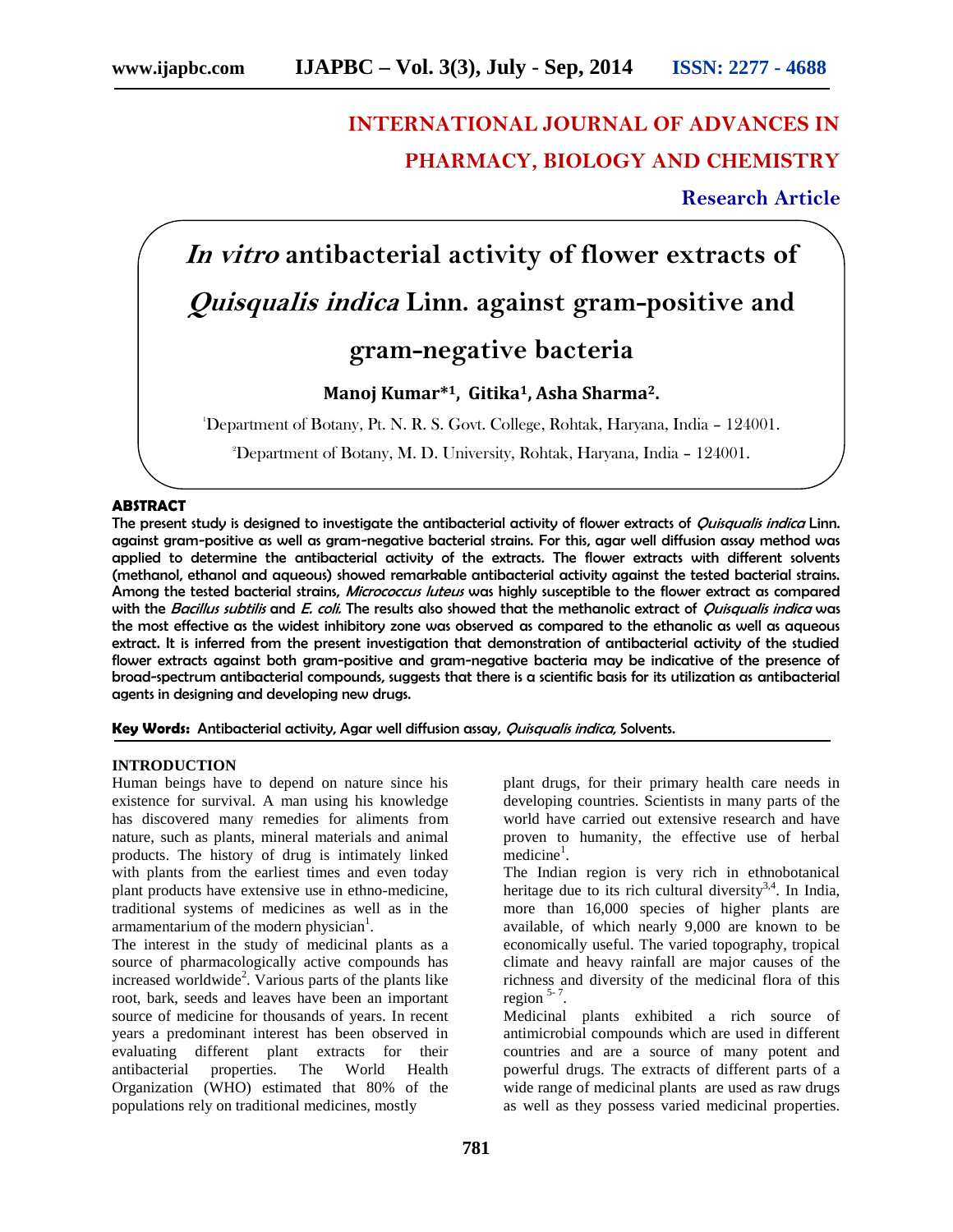# INTERNATIONAL JOURNAL OF ADVANCES IN PHARMACY, BIOLOGY AND CHEMISTRY

**Research Article**

# *In vitro* antibacterial activity of flower extracts of *Quisqualis indica* Linn. against gram-positive and gram-negative bacteria

**Manoj Kumar*[1], Gitika[1], Asha Sharma[2].**

[1]Department of Botany, Pt. N. R. S. Govt. College, Rohtak, Haryana, India – 124001.

[2]Department of Botany, M. D. University, Rohtak, Haryana, India – 124001.

## ABSTRACT

**The present study is designed to investigate the antibacterial activity of flower extracts of *Quisqualis indica* Linn. against gram-positive as well as gram-negative bacterial strains. For this, agar well diffusion assay method was applied to determine the antibacterial activity of the extracts. The flower extracts with different solvents (methanol, ethanol and aqueous) showed remarkable antibacterial activity against the tested bacterial strains. Among the tested bacterial strains, *Micrococcus luteus* was highly susceptible to the flower extract as compared with the *Bacillus subtilis* and *E. coli.* The results also showed that the methanolic extract of *Quisqualis indica* was the most effective as the widest inhibitory zone was observed as compared to the ethanolic as well as aqueous extract. It is inferred from the present investigation that demonstration of antibacterial activity of the studied flower extracts against both gram-positive and gram-negative bacteria may be indicative of the presence of broad-spectrum antibacterial compounds, suggests that there is a scientific basis for its utilization as antibacterial agents in designing and developing new drugs.**

**Key Words:** Antibacterial activity, Agar well diffusion assay, *Quisqualis indica,* Solvents.

## INTRODUCTION

Human beings have to depend on nature since his existence for survival. A man using his knowledge has discovered many remedies for aliments from nature, such as plants, mineral materials and animal products. The history of drug is intimately linked with plants from the earliest times and even today plant products have extensive use in ethno-medicine, traditional systems of medicines as well as in the armamentarium of the modern physician[1].

The interest in the study of medicinal plants as a source of pharmacologically active compounds has increased worldwide[2]. Various parts of the plants like root, bark, seeds and leaves have been an important source of medicine for thousands of years. In recent years a predominant interest has been observed in evaluating different plant extracts for their antibacterial properties. The World Health Organization (WHO) estimated that 80% of the populations rely on traditional medicines, mostly plant drugs, for their primary health care needs in developing countries. Scientists in many parts of the world have carried out extensive research and have proven to humanity, the effective use of herbal medicine[1].

The Indian region is very rich in ethnobotanical heritage due to its rich cultural diversity[3,4]. In India, more than 16,000 species of higher plants are available, of which nearly 9,000 are known to be economically useful. The varied topography, tropical climate and heavy rainfall are major causes of the richness and diversity of the medicinal flora of this region [5-7].

Medicinal plants exhibited a rich source of antimicrobial compounds which are used in different countries and are a source of many potent and powerful drugs. The extracts of different parts of a wide range of medicinal plants are used as raw drugs as well as they possess varied medicinal properties.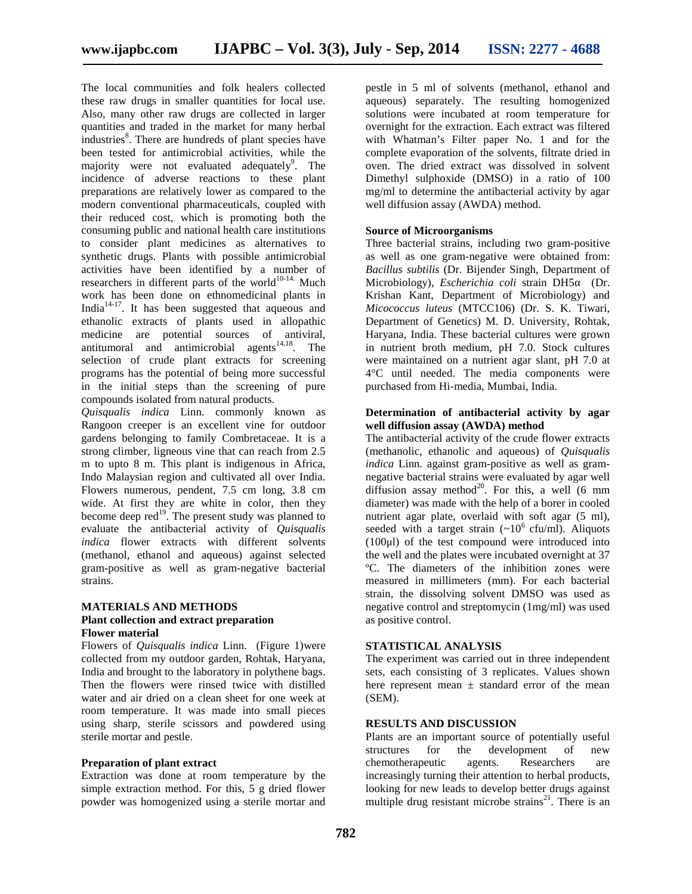The local communities and folk healers collected these raw drugs in smaller quantities for local use. Also, many other raw drugs are collected in larger quantities and traded in the market for many herbal industries[8]. There are hundreds of plant species have been tested for antimicrobial activities, while the majority were not evaluated adequately[9]. The incidence of adverse reactions to these plant preparations are relatively lower as compared to the modern conventional pharmaceuticals, coupled with their reduced cost, which is promoting both the consuming public and national health care institutions to consider plant medicines as alternatives to synthetic drugs. Plants with possible antimicrobial activities have been identified by a number of researchers in different parts of the world[10-14]. Much work has been done on ethnomedicinal plants in India[14-17]. It has been suggested that aqueous and ethanolic extracts of plants used in allopathic medicine are potential sources of antiviral, antitumoral and antimicrobial agents[14,18]. The selection of crude plant extracts for screening programs has the potential of being more successful in the initial steps than the screening of pure compounds isolated from natural products.

*Quisqualis indica* Linn. commonly known as Rangoon creeper is an excellent vine for outdoor gardens belonging to family Combretaceae. It is a strong climber, ligneous vine that can reach from 2.5 m to upto 8 m. This plant is indigenous in Africa, Indo Malaysian region and cultivated all over India. Flowers numerous, pendent, 7.5 cm long, 3.8 cm wide. At first they are white in color, then they become deep red[19]. The present study was planned to evaluate the antibacterial activity of *Quisqualis indica* flower extracts with different solvents (methanol, ethanol and aqueous) against selected gram-positive as well as gram-negative bacterial strains.

## MATERIALS AND METHODS

### Plant collection and extract preparation

#### Flower material

Flowers of *Quisqualis indica* Linn. (Figure 1)were collected from my outdoor garden, Rohtak, Haryana, India and brought to the laboratory in polythene bags. Then the flowers were rinsed twice with distilled water and air dried on a clean sheet for one week at room temperature. It was made into small pieces using sharp, sterile scissors and powdered using sterile mortar and pestle.

#### Preparation of plant extract

Extraction was done at room temperature by the simple extraction method. For this, 5 g dried flower powder was homogenized using a sterile mortar and pestle in 5 ml of solvents (methanol, ethanol and aqueous) separately. The resulting homogenized solutions were incubated at room temperature for overnight for the extraction. Each extract was filtered with Whatman's Filter paper No. 1 and for the complete evaporation of the solvents, filtrate dried in oven. The dried extract was dissolved in solvent Dimethyl sulphoxide (DMSO) in a ratio of 100 mg/ml to determine the antibacterial activity by agar well diffusion assay (AWDA) method.

#### Source of Microorganisms

Three bacterial strains, including two gram-positive as well as one gram-negative were obtained from: *Bacillus subtilis* (Dr. Bijender Singh, Department of Microbiology), *Escherichia coli* strain DH5α (Dr. Krishan Kant, Department of Microbiology) and *Micococcus luteus* (MTCC106) (Dr. S. K. Tiwari, Department of Genetics) M. D. University, Rohtak, Haryana, India. These bacterial cultures were grown in nutrient broth medium, pH 7.0. Stock cultures were maintained on a nutrient agar slant, pH 7.0 at 4°C until needed. The media components were purchased from Hi-media, Mumbai, India.

#### Determination of antibacterial activity by agar well diffusion assay (AWDA) method

The antibacterial activity of the crude flower extracts (methanolic, ethanolic and aqueous) of *Quisqualis indica* Linn. against gram-positive as well as gram-negative bacterial strains were evaluated by agar well diffusion assay method[20]. For this, a well (6 mm diameter) was made with the help of a borer in cooled nutrient agar plate, overlaid with soft agar (5 ml), seeded with a target strain (~$10^6$ cfu/ml). Aliquots (100µl) of the test compound were introduced into the well and the plates were incubated overnight at 37 ºC. The diameters of the inhibition zones were measured in millimeters (mm). For each bacterial strain, the dissolving solvent DMSO was used as negative control and streptomycin (1mg/ml) was used as positive control.

## STATISTICAL ANALYSIS

The experiment was carried out in three independent sets, each consisting of 3 replicates. Values shown here represent mean ± standard error of the mean (SEM).

## RESULTS AND DISCUSSION

Plants are an important source of potentially useful structures for the development of new chemotherapeutic agents. Researchers are increasingly turning their attention to herbal products, looking for new leads to develop better drugs against multiple drug resistant microbe strains[21]. There is an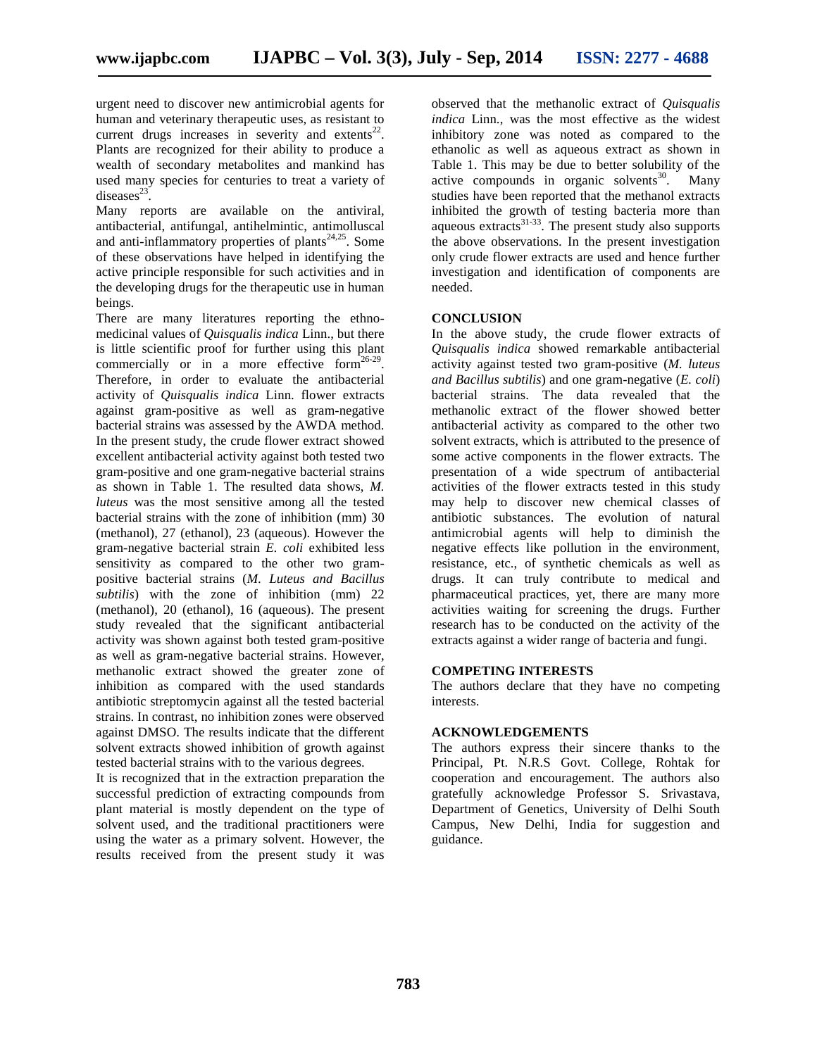urgent need to discover new antimicrobial agents for human and veterinary therapeutic uses, as resistant to current drugs increases in severity and extents[22]. Plants are recognized for their ability to produce a wealth of secondary metabolites and mankind has used many species for centuries to treat a variety of diseases[23].

Many reports are available on the antiviral, antibacterial, antifungal, antihelmintic, antimolluscal and anti-inflammatory properties of plants[24,25]. Some of these observations have helped in identifying the active principle responsible for such activities and in the developing drugs for the therapeutic use in human beings.

There are many literatures reporting the ethno-medicinal values of *Quisqualis indica* Linn., but there is little scientific proof for further using this plant commercially or in a more effective form[26-29]. Therefore, in order to evaluate the antibacterial activity of *Quisqualis indica* Linn. flower extracts against gram-positive as well as gram-negative bacterial strains was assessed by the AWDA method. In the present study, the crude flower extract showed excellent antibacterial activity against both tested two gram-positive and one gram-negative bacterial strains as shown in Table 1. The resulted data shows, *M. luteus* was the most sensitive among all the tested bacterial strains with the zone of inhibition (mm) 30 (methanol), 27 (ethanol), 23 (aqueous). However the gram-negative bacterial strain *E. coli* exhibited less sensitivity as compared to the other two gram-positive bacterial strains (*M. Luteus and Bacillus subtilis*) with the zone of inhibition (mm) 22 (methanol), 20 (ethanol), 16 (aqueous). The present study revealed that the significant antibacterial activity was shown against both tested gram-positive as well as gram-negative bacterial strains. However, methanolic extract showed the greater zone of inhibition as compared with the used standards antibiotic streptomycin against all the tested bacterial strains. In contrast, no inhibition zones were observed against DMSO. The results indicate that the different solvent extracts showed inhibition of growth against tested bacterial strains with to the various degrees.

It is recognized that in the extraction preparation the successful prediction of extracting compounds from plant material is mostly dependent on the type of solvent used, and the traditional practitioners were using the water as a primary solvent. However, the results received from the present study it was observed that the methanolic extract of *Quisqualis indica* Linn., was the most effective as the widest inhibitory zone was noted as compared to the ethanolic as well as aqueous extract as shown in Table 1. This may be due to better solubility of the active compounds in organic solvents[30]. Many studies have been reported that the methanol extracts inhibited the growth of testing bacteria more than aqueous extracts[31-33]. The present study also supports the above observations. In the present investigation only crude flower extracts are used and hence further investigation and identification of components are needed.

## CONCLUSION

In the above study, the crude flower extracts of *Quisqualis indica* showed remarkable antibacterial activity against tested two gram-positive (*M. luteus and Bacillus subtilis*) and one gram-negative (*E. coli*) bacterial strains. The data revealed that the methanolic extract of the flower showed better antibacterial activity as compared to the other two solvent extracts, which is attributed to the presence of some active components in the flower extracts. The presentation of a wide spectrum of antibacterial activities of the flower extracts tested in this study may help to discover new chemical classes of antibiotic substances. The evolution of natural antimicrobial agents will help to diminish the negative effects like pollution in the environment, resistance, etc., of synthetic chemicals as well as drugs. It can truly contribute to medical and pharmaceutical practices, yet, there are many more activities waiting for screening the drugs. Further research has to be conducted on the activity of the extracts against a wider range of bacteria and fungi.

## COMPETING INTERESTS

The authors declare that they have no competing interests.

## ACKNOWLEDGEMENTS

The authors express their sincere thanks to the Principal, Pt. N.R.S Govt. College, Rohtak for cooperation and encouragement. The authors also gratefully acknowledge Professor S. Srivastava, Department of Genetics, University of Delhi South Campus, New Delhi, India for suggestion and guidance.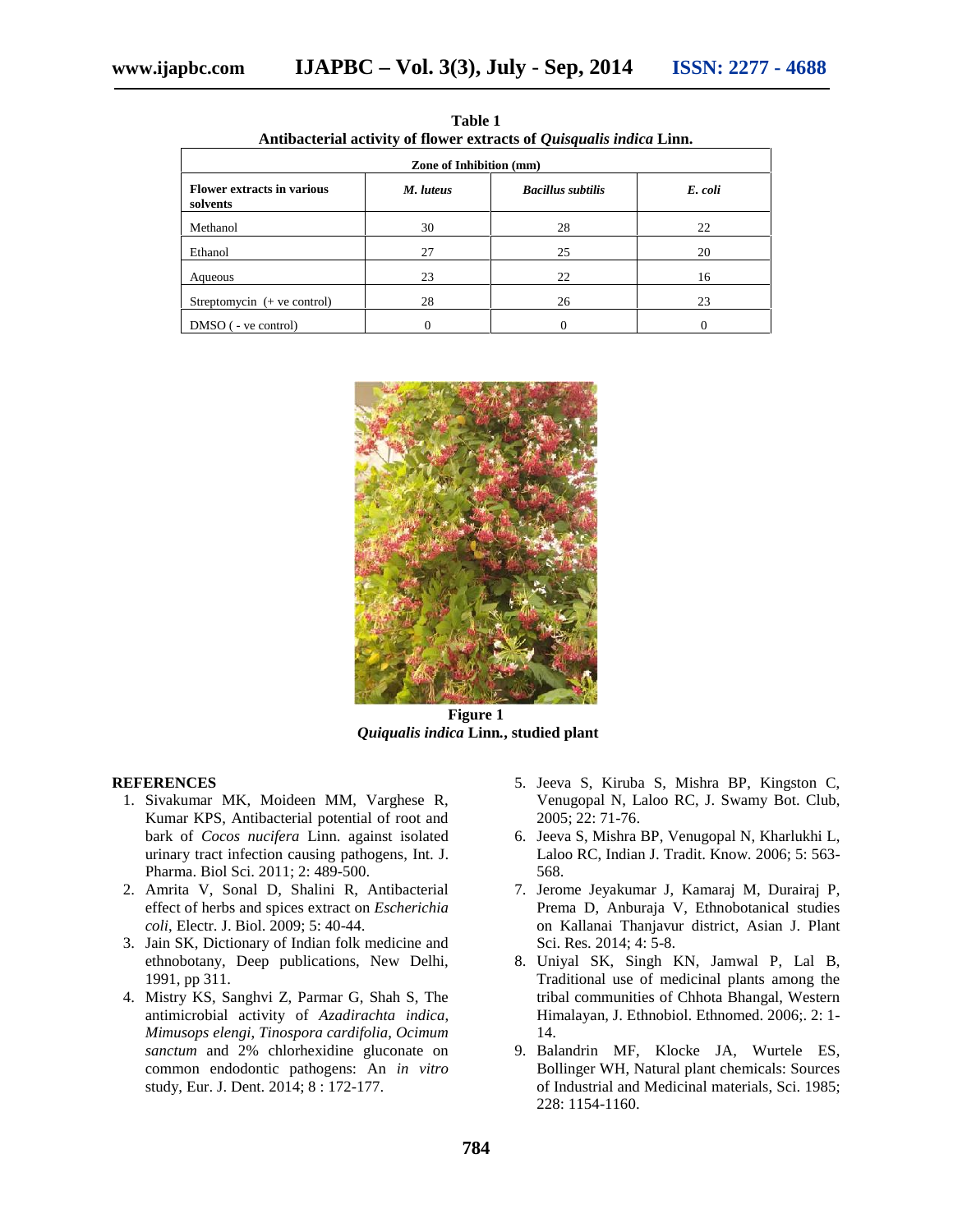**Table 1**
**Antibacterial activity of flower extracts of *Quisqualis indica* Linn.**

| Zone of Inhibition (mm) | | | |
|---|---|---|---|
| **Flower extracts in various solvents** | ***M. luteus*** | ***Bacillus subtilis*** | ***E. coli*** |
| Methanol | 30 | 28 | 22 |
| Ethanol | 27 | 25 | 20 |
| Aqueous | 23 | 22 | 16 |
| Streptomycin (+ ve control) | 28 | 26 | 23 |
| DMSO ( - ve control) | 0 | 0 | 0 |

**Figure 1**
***Quiqualis indica* Linn., studied plant**

## REFERENCES

1. Sivakumar MK, Moideen MM, Varghese R, Kumar KPS, Antibacterial potential of root and bark of *Cocos nucifera* Linn. against isolated urinary tract infection causing pathogens, Int. J. Pharma. Biol Sci. 2011; 2: 489-500.
2. Amrita V, Sonal D, Shalini R, Antibacterial effect of herbs and spices extract on *Escherichia coli*, Electr. J. Biol. 2009; 5: 40-44.
3. Jain SK, Dictionary of Indian folk medicine and ethnobotany, Deep publications, New Delhi, 1991, pp 311.
4. Mistry KS, Sanghvi Z, Parmar G, Shah S, The antimicrobial activity of *Azadirachta indica*, *Mimusops elengi*, *Tinospora cardifolia*, *Ocimum sanctum* and 2% chlorhexidine gluconate on common endodontic pathogens: An *in vitro* study, Eur. J. Dent. 2014; 8 : 172-177.
5. Jeeva S, Kiruba S, Mishra BP, Kingston C, Venugopal N, Laloo RC, J. Swamy Bot. Club, 2005; 22: 71-76.
6. Jeeva S, Mishra BP, Venugopal N, Kharlukhi L, Laloo RC, Indian J. Tradit. Know. 2006; 5: 563-568.
7. Jerome Jeyakumar J, Kamaraj M, Durairaj P, Prema D, Anburaja V, Ethnobotanical studies on Kallanai Thanjavur district, Asian J. Plant Sci. Res. 2014; 4: 5-8.
8. Uniyal SK, Singh KN, Jamwal P, Lal B, Traditional use of medicinal plants among the tribal communities of Chhota Bhangal, Western Himalayan, J. Ethnobiol. Ethnomed. 2006;. 2: 1-14.
9. Balandrin MF, Klocke JA, Wurtele ES, Bollinger WH, Natural plant chemicals: Sources of Industrial and Medicinal materials, Sci. 1985; 228: 1154-1160.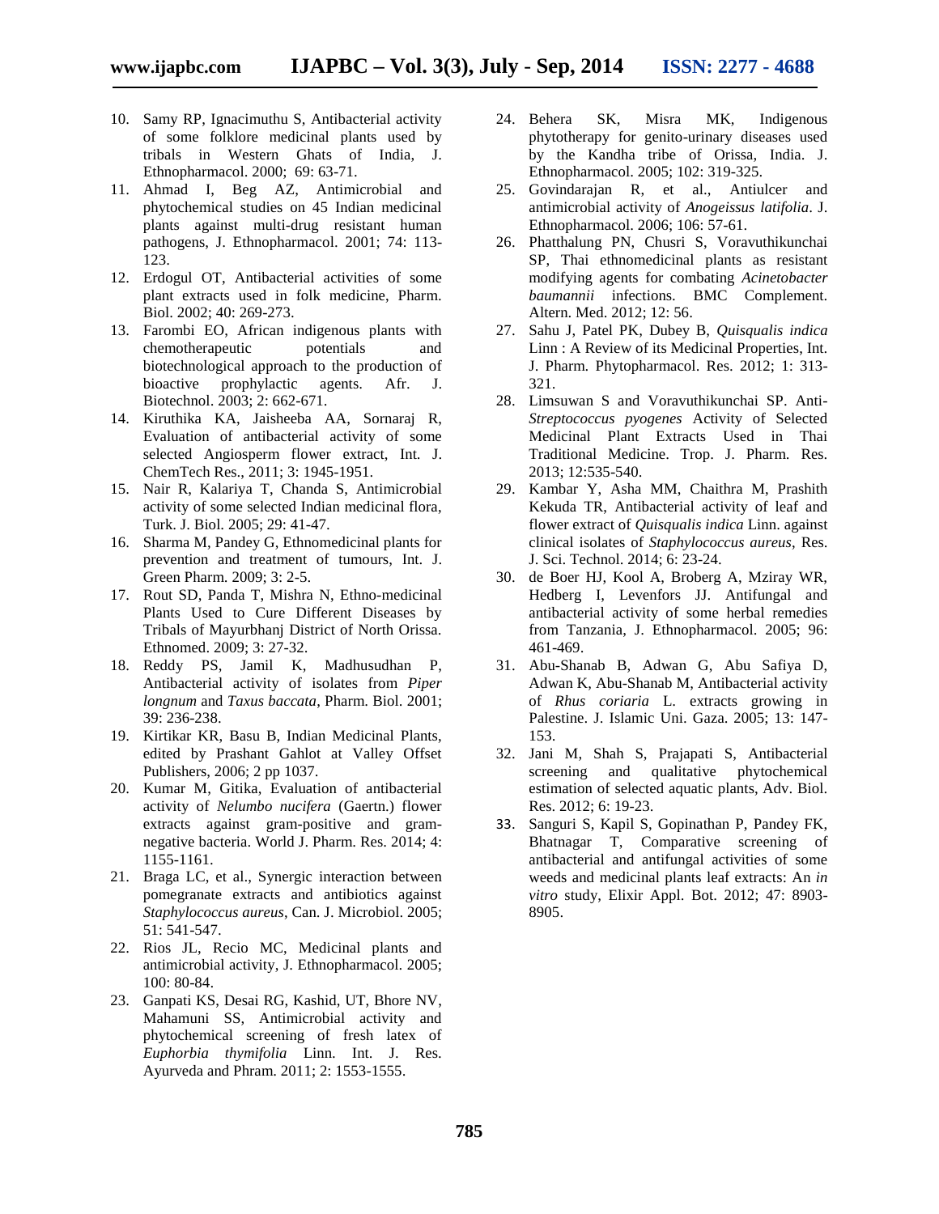10. Samy RP, Ignacimuthu S, Antibacterial activity of some folklore medicinal plants used by tribals in Western Ghats of India, J. Ethnopharmacol. 2000; 69: 63-71.
11. Ahmad I, Beg AZ, Antimicrobial and phytochemical studies on 45 Indian medicinal plants against multi-drug resistant human pathogens, J. Ethnopharmacol. 2001; 74: 113-123.
12. Erdogul OT, Antibacterial activities of some plant extracts used in folk medicine, Pharm. Biol. 2002; 40: 269-273.
13. Farombi EO, African indigenous plants with chemotherapeutic potentials and biotechnological approach to the production of bioactive prophylactic agents. Afr. J. Biotechnol. 2003; 2: 662-671.
14. Kiruthika KA, Jaisheeba AA, Sornaraj R, Evaluation of antibacterial activity of some selected Angiosperm flower extract, Int. J. ChemTech Res., 2011; 3: 1945-1951.
15. Nair R, Kalariya T, Chanda S, Antimicrobial activity of some selected Indian medicinal flora, Turk. J. Biol. 2005; 29: 41-47.
16. Sharma M, Pandey G, Ethnomedicinal plants for prevention and treatment of tumours, Int. J. Green Pharm. 2009; 3: 2-5.
17. Rout SD, Panda T, Mishra N, Ethno-medicinal Plants Used to Cure Different Diseases by Tribals of Mayurbhanj District of North Orissa. Ethnomed. 2009; 3: 27-32.
18. Reddy PS, Jamil K, Madhusudhan P, Antibacterial activity of isolates from *Piper longnum* and *Taxus baccata*, Pharm. Biol. 2001; 39: 236-238.
19. Kirtikar KR, Basu B, Indian Medicinal Plants, edited by Prashant Gahlot at Valley Offset Publishers, 2006; 2 pp 1037.
20. Kumar M, Gitika, Evaluation of antibacterial activity of *Nelumbo nucifera* (Gaertn.) flower extracts against gram-positive and gram-negative bacteria. World J. Pharm. Res. 2014; 4: 1155-1161.
21. Braga LC, et al., Synergic interaction between pomegranate extracts and antibiotics against *Staphylococcus aureus*, Can. J. Microbiol. 2005; 51: 541-547.
22. Rios JL, Recio MC, Medicinal plants and antimicrobial activity, J. Ethnopharmacol. 2005; 100: 80-84.
23. Ganpati KS, Desai RG, Kashid, UT, Bhore NV, Mahamuni SS, Antimicrobial activity and phytochemical screening of fresh latex of *Euphorbia thymifolia* Linn. Int. J. Res. Ayurveda and Phram. 2011; 2: 1553-1555.
24. Behera SK, Misra MK, Indigenous phytotherapy for genito-urinary diseases used by the Kandha tribe of Orissa, India. J. Ethnopharmacol. 2005; 102: 319-325.
25. Govindarajan R, et al., Antiulcer and antimicrobial activity of *Anogeissus latifolia*. J. Ethnopharmacol. 2006; 106: 57-61.
26. Phatthalung PN, Chusri S, Voravuthikunchai SP, Thai ethnomedicinal plants as resistant modifying agents for combating *Acinetobacter baumannii* infections. BMC Complement. Altern. Med. 2012; 12: 56.
27. Sahu J, Patel PK, Dubey B, *Quisqualis indica* Linn : A Review of its Medicinal Properties, Int. J. Pharm. Phytopharmacol. Res. 2012; 1: 313-321.
28. Limsuwan S and Voravuthikunchai SP. Anti-*Streptococcus pyogenes* Activity of Selected Medicinal Plant Extracts Used in Thai Traditional Medicine. Trop. J. Pharm. Res. 2013; 12:535-540.
29. Kambar Y, Asha MM, Chaithra M, Prashith Kekuda TR, Antibacterial activity of leaf and flower extract of *Quisqualis indica* Linn. against clinical isolates of *Staphylococcus aureus*, Res. J. Sci. Technol. 2014; 6: 23-24.
30. de Boer HJ, Kool A, Broberg A, Mziray WR, Hedberg I, Levenfors JJ. Antifungal and antibacterial activity of some herbal remedies from Tanzania, J. Ethnopharmacol. 2005; 96: 461-469.
31. Abu-Shanab B, Adwan G, Abu Safiya D, Adwan K, Abu-Shanab M, Antibacterial activity of *Rhus coriaria* L. extracts growing in Palestine. J. Islamic Uni. Gaza. 2005; 13: 147-153.
32. Jani M, Shah S, Prajapati S, Antibacterial screening and qualitative phytochemical estimation of selected aquatic plants, Adv. Biol. Res. 2012; 6: 19-23.
33. Sanguri S, Kapil S, Gopinathan P, Pandey FK, Bhatnagar T, Comparative screening of antibacterial and antifungal activities of some weeds and medicinal plants leaf extracts: An *in vitro* study, Elixir Appl. Bot. 2012; 47: 8903-8905.